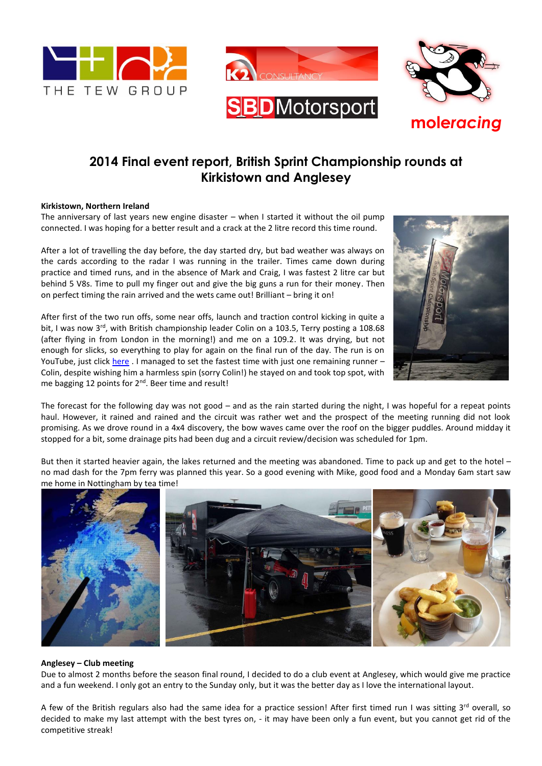# 2014 Final event report, British Sprint Championship rounds at Kirkistown and Anglesey

**Kirkistown, Northern Ireland**

The anniversary of last years new engine disaster – when I started it without the oil pump connected. I was hoping for a better result and a crack at the 2 litre record this time round.

After a lot of travelling the day before, the day started dry, but bad weather was always on the cards according to the radar I was running in the trailer. Times came down during practice and timed runs, and in the absence of Mark and Craig, I was fastest 2 litre car but behind 5 V8s. Time to pull my finger out and give the big guns a run for their money. Then on perfect timing the rain arrived and the wets came out! Brilliant – bring it on!

After first of the two run offs, some near offs, launch and traction control kicking in quite a bit, I was now 3rd, with British championship leader Colin on a 103.5, Terry posting a 108.68 (after flying in from London in the morning!) and me on a 109.2. It was drying, but not enough for slicks, so everything to play for again on the final run of the day. The run is on YouTube, just click here . I managed to set the fastest time with just one remaining runner – Colin, despite wishing him a harmless spin (sorry Colin!) he stayed on and took top spot, with me bagging 12 points for 2nd. Beer time and result!

The forecast for the following day was not good – and as the rain started during the night, I was hopeful for a repeat points haul. However, it rained and rained and the circuit was rather wet and the prospect of the meeting running did not look promising. As we drove round in a 4x4 discovery, the bow waves came over the roof on the bigger puddles. Around midday it stopped for a bit, some drainage pits had been dug and a circuit review/decision was scheduled for 1pm.

But then it started heavier again, the lakes returned and the meeting was abandoned. Time to pack up and get to the hotel – no mad dash for the 7pm ferry was planned this year. So a good evening with Mike, good food and a Monday 6am start saw me home in Nottingham by tea time!

**Anglesey – Club meeting**

Due to almost 2 months before the season final round, I decided to do a club event at Anglesey, which would give me practice and a fun weekend. I only got an entry to the Sunday only, but it was the better day as I love the international layout.

A few of the British regulars also had the same idea for a practice session! After first timed run I was sitting 3rd overall, so decided to make my last attempt with the best tyres on, - it may have been only a fun event, but you cannot get rid of the competitive streak!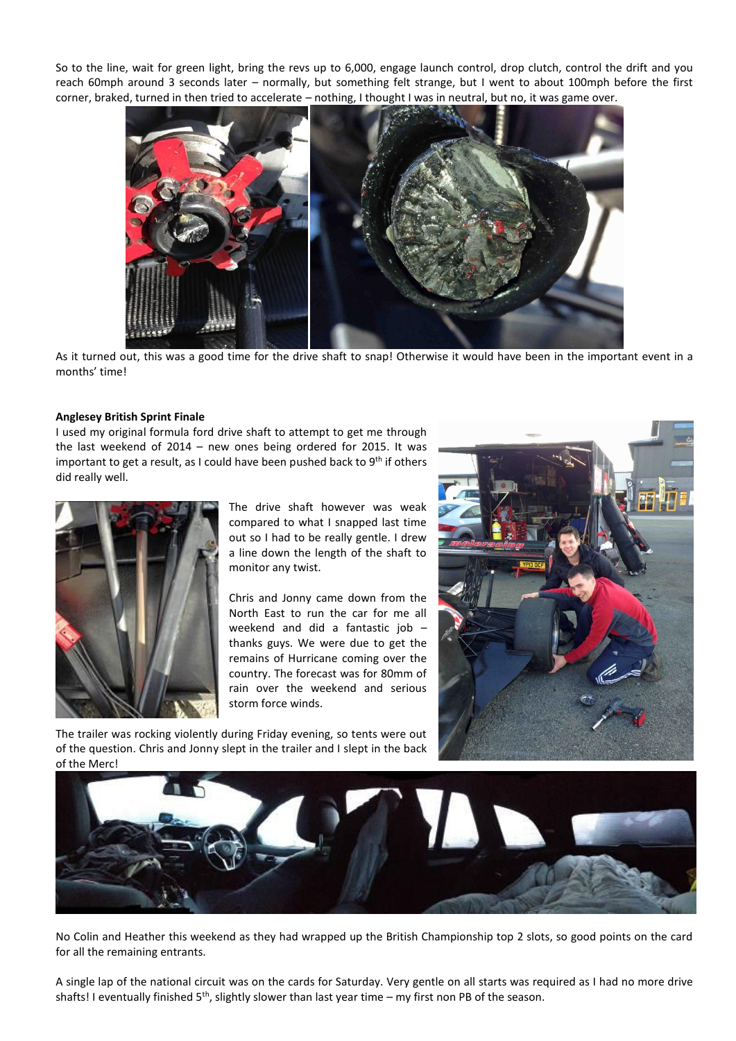So to the line, wait for green light, bring the revs up to 6,000, engage launch control, drop clutch, control the drift and you reach 60mph around 3 seconds later – normally, but something felt strange, but I went to about 100mph before the first corner, braked, turned in then tried to accelerate – nothing, I thought I was in neutral, but no, it was game over.

As it turned out, this was a good time for the drive shaft to snap! Otherwise it would have been in the important event in a months' time!

**Anglesey British Sprint Finale**

I used my original formula ford drive shaft to attempt to get me through the last weekend of 2014 – new ones being ordered for 2015. It was important to get a result, as I could have been pushed back to 9th if others did really well.

The drive shaft however was weak compared to what I snapped last time out so I had to be really gentle. I drew a line down the length of the shaft to monitor any twist.

Chris and Jonny came down from the North East to run the car for me all weekend and did a fantastic job – thanks guys. We were due to get the remains of Hurricane coming over the country. The forecast was for 80mm of rain over the weekend and serious storm force winds.

The trailer was rocking violently during Friday evening, so tents were out of the question. Chris and Jonny slept in the trailer and I slept in the back of the Merc!

No Colin and Heather this weekend as they had wrapped up the British Championship top 2 slots, so good points on the card for all the remaining entrants.

A single lap of the national circuit was on the cards for Saturday. Very gentle on all starts was required as I had no more drive shafts! I eventually finished 5th, slightly slower than last year time – my first non PB of the season.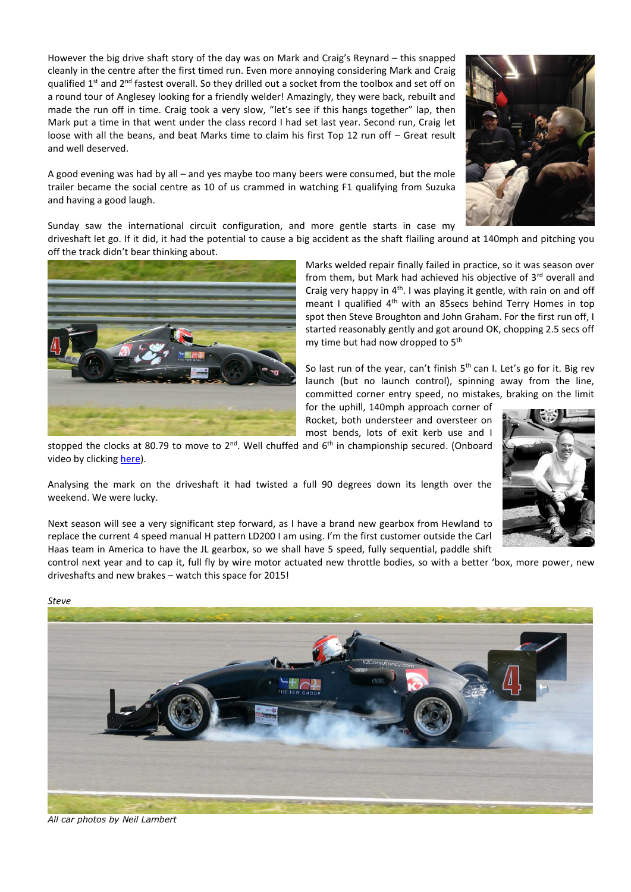However the big drive shaft story of the day was on Mark and Craig's Reynard – this snapped cleanly in the centre after the first timed run. Even more annoying considering Mark and Craig qualified 1st and 2nd fastest overall. So they drilled out a socket from the toolbox and set off on a round tour of Anglesey looking for a friendly welder! Amazingly, they were back, rebuilt and made the run off in time. Craig took a very slow, "let's see if this hangs together" lap, then Mark put a time in that went under the class record I had set last year. Second run, Craig let loose with all the beans, and beat Marks time to claim his first Top 12 run off – Great result and well deserved.

A good evening was had by all – and yes maybe too many beers were consumed, but the mole trailer became the social centre as 10 of us crammed in watching F1 qualifying from Suzuka and having a good laugh.

Sunday saw the international circuit configuration, and more gentle starts in case my driveshaft let go. If it did, it had the potential to cause a big accident as the shaft flailing around at 140mph and pitching you off the track didn't bear thinking about.

Marks welded repair finally failed in practice, so it was season over from them, but Mark had achieved his objective of 3rd overall and Craig very happy in 4th. I was playing it gentle, with rain on and off meant I qualified 4th with an 85secs behind Terry Homes in top spot then Steve Broughton and John Graham. For the first run off, I started reasonably gently and got around OK, chopping 2.5 secs off my time but had now dropped to 5th

So last run of the year, can't finish 5th can I. Let's go for it. Big rev launch (but no launch control), spinning away from the line, committed corner entry speed, no mistakes, braking on the limit for the uphill, 140mph approach corner of Rocket, both understeer and oversteer on most bends, lots of exit kerb use and I stopped the clocks at 80.79 to move to 2nd. Well chuffed and 6th in championship secured. (Onboard video by clicking here).

Analysing the mark on the driveshaft it had twisted a full 90 degrees down its length over the weekend. We were lucky.

Next season will see a very significant step forward, as I have a brand new gearbox from Hewland to replace the current 4 speed manual H pattern LD200 I am using. I'm the first customer outside the Carl Haas team in America to have the JL gearbox, so we shall have 5 speed, fully sequential, paddle shift control next year and to cap it, full fly by wire motor actuated new throttle bodies, so with a better 'box, more power, new driveshafts and new brakes – watch this space for 2015!

*Steve*

*All car photos by Neil Lambert*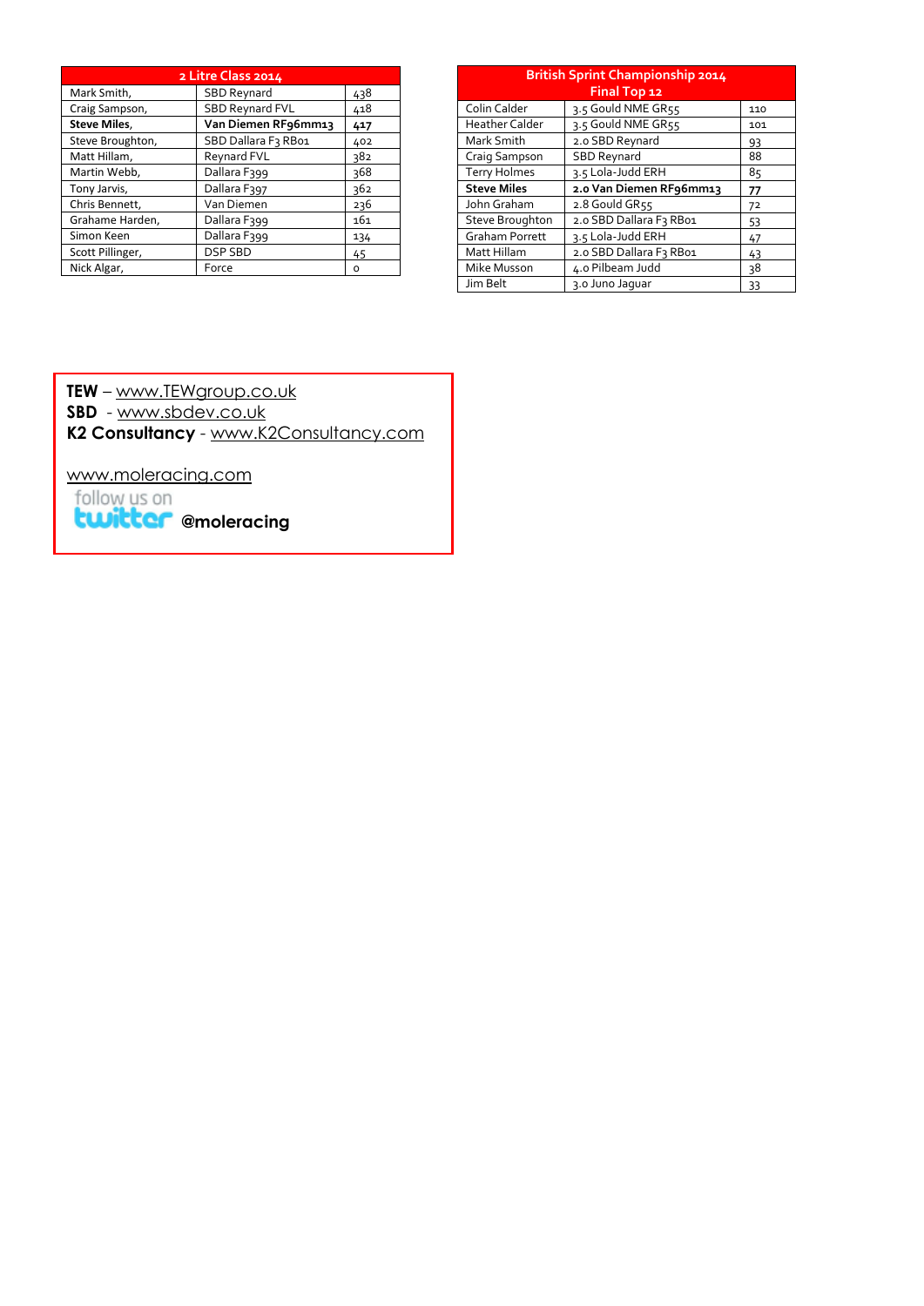| 2 Litre Class 2014 | | |
|---|---|---|
| Mark Smith, | SBD Reynard | 438 |
| Craig Sampson, | SBD Reynard FVL | 418 |
| **Steve Miles,** | **Van Diemen RF96mm13** | **417** |
| Steve Broughton, | SBD Dallara F3 RB01 | 402 |
| Matt Hillam, | Reynard FVL | 382 |
| Martin Webb, | Dallara F399 | 368 |
| Tony Jarvis, | Dallara F397 | 362 |
| Chris Bennett, | Van Diemen | 236 |
| Grahame Harden, | Dallara F399 | 161 |
| Simon Keen | Dallara F399 | 134 |
| Scott Pillinger, | DSP SBD | 45 |
| Nick Algar, | Force | 0 |

| British Sprint Championship 2014 Final Top 12 | | |
|---|---|---|
| Colin Calder | 3.5 Gould NME GR55 | 110 |
| Heather Calder | 3.5 Gould NME GR55 | 101 |
| Mark Smith | 2.0 SBD Reynard | 93 |
| Craig Sampson | SBD Reynard | 88 |
| Terry Holmes | 3.5 Lola-Judd ERH | 85 |
| **Steve Miles** | **2.0 Van Diemen RF96mm13** | **77** |
| John Graham | 2.8 Gould GR55 | 72 |
| Steve Broughton | 2.0 SBD Dallara F3 RB01 | 53 |
| Graham Porrett | 3.5 Lola-Judd ERH | 47 |
| Matt Hillam | 2.0 SBD Dallara F3 RB01 | 43 |
| Mike Musson | 4.0 Pilbeam Judd | 38 |
| Jim Belt | 3.0 Juno Jaguar | 33 |

**TEW** – www.TEWgroup.co.uk
**SBD** - www.sbdev.co.uk
**K2 Consultancy** - www.K2Consultancy.com

www.moleracing.com

follow us on twitter **@moleracing**